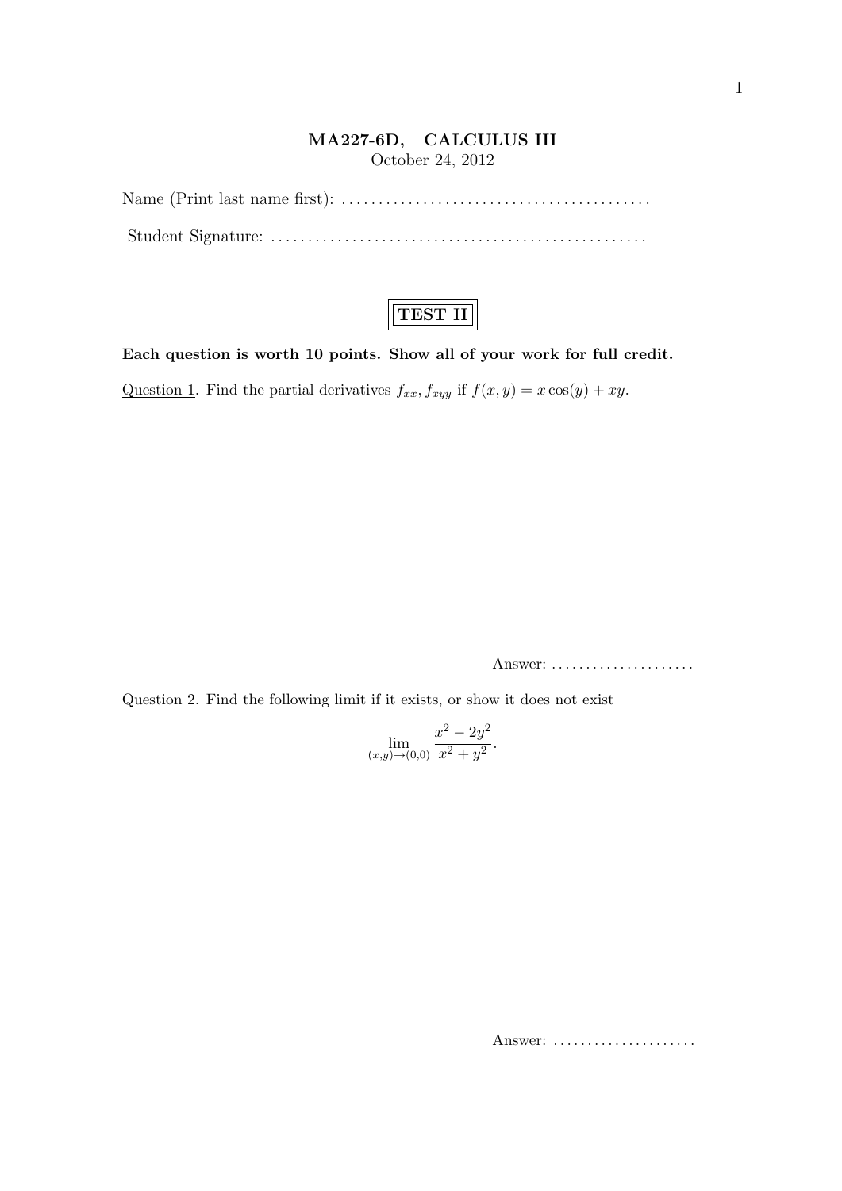**MA227-6D, CALCULUS III**

October 24, 2012

Name (Print last name first): ..........................................

Student Signature: ..................................................

**TEST II**

**Each question is worth 10 points. Show all of your work for full credit.**

Question 1. Find the partial derivatives $f_{xx}, f_{xyy}$ if $f(x, y) = x\cos(y) + xy$.

Answer: .....................

Question 2. Find the following limit if it exists, or show it does not exist

$$\lim_{(x,y)\to(0,0)} \frac{x^2 - 2y^2}{x^2 + y^2}.$$

Answer: .....................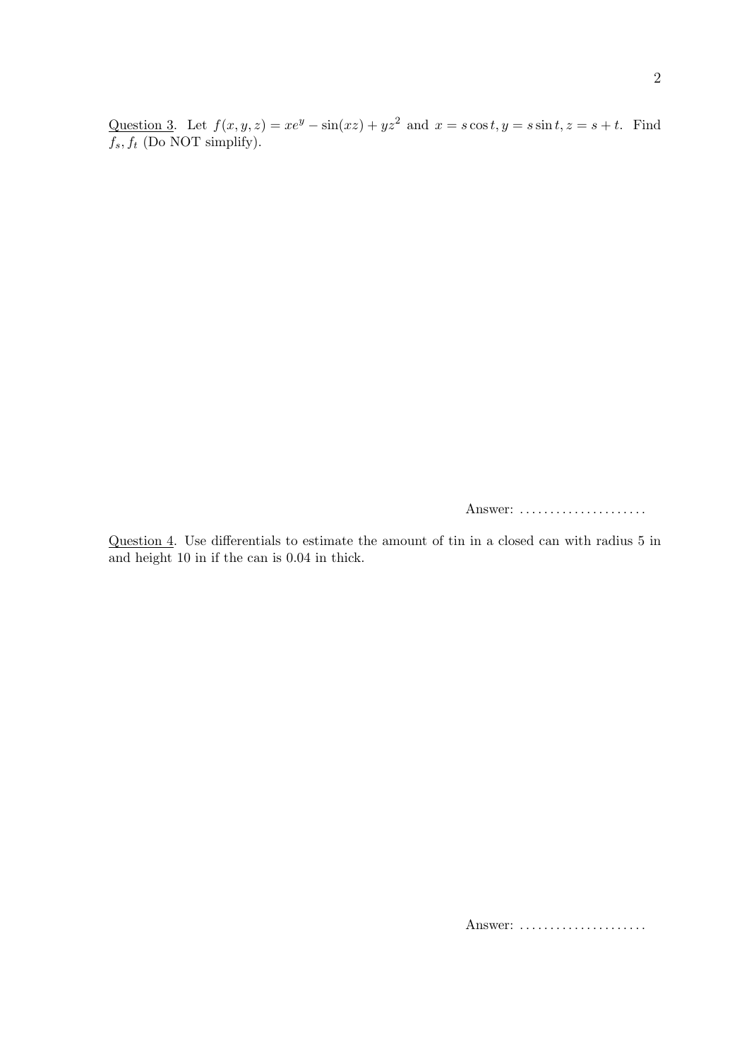<u>Question 3</u>. Let $f(x, y, z) = xe^y - \sin(xz) + yz^2$ and $x = s\cos t, y = s\sin t, z = s + t$. Find $f_s, f_t$ (Do NOT simplify).

Answer: .....................

<u>Question 4</u>. Use differentials to estimate the amount of tin in a closed can with radius 5 in and height 10 in if the can is 0.04 in thick.

Answer: .....................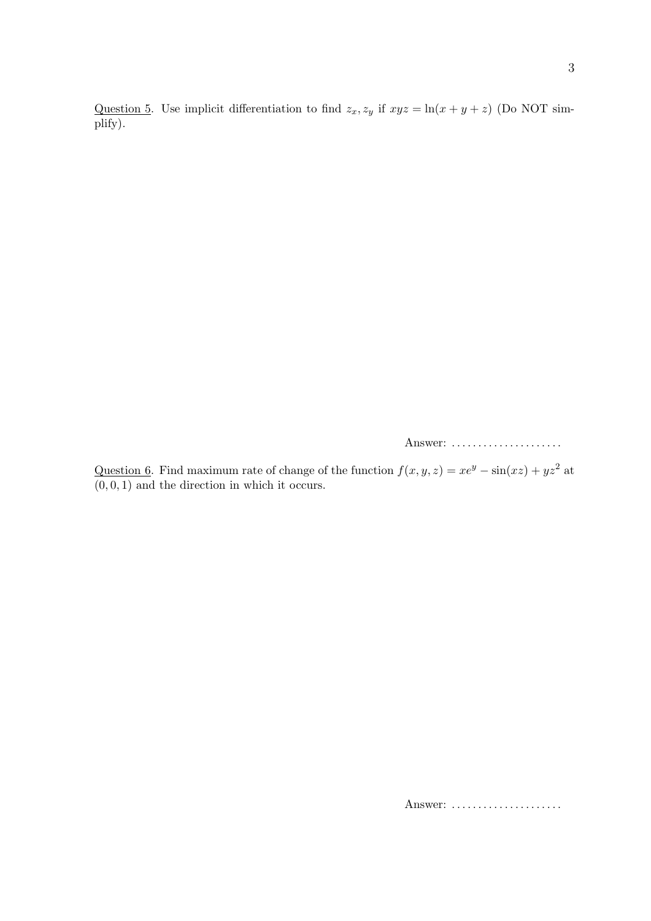Question 5. Use implicit differentiation to find $z_x, z_y$ if $xyz = \ln(x + y + z)$ (Do NOT simplify).

Answer: .....................

Question 6. Find maximum rate of change of the function $f(x, y, z) = xe^y - \sin(xz) + yz^2$ at $(0, 0, 1)$ and the direction in which it occurs.

Answer: .....................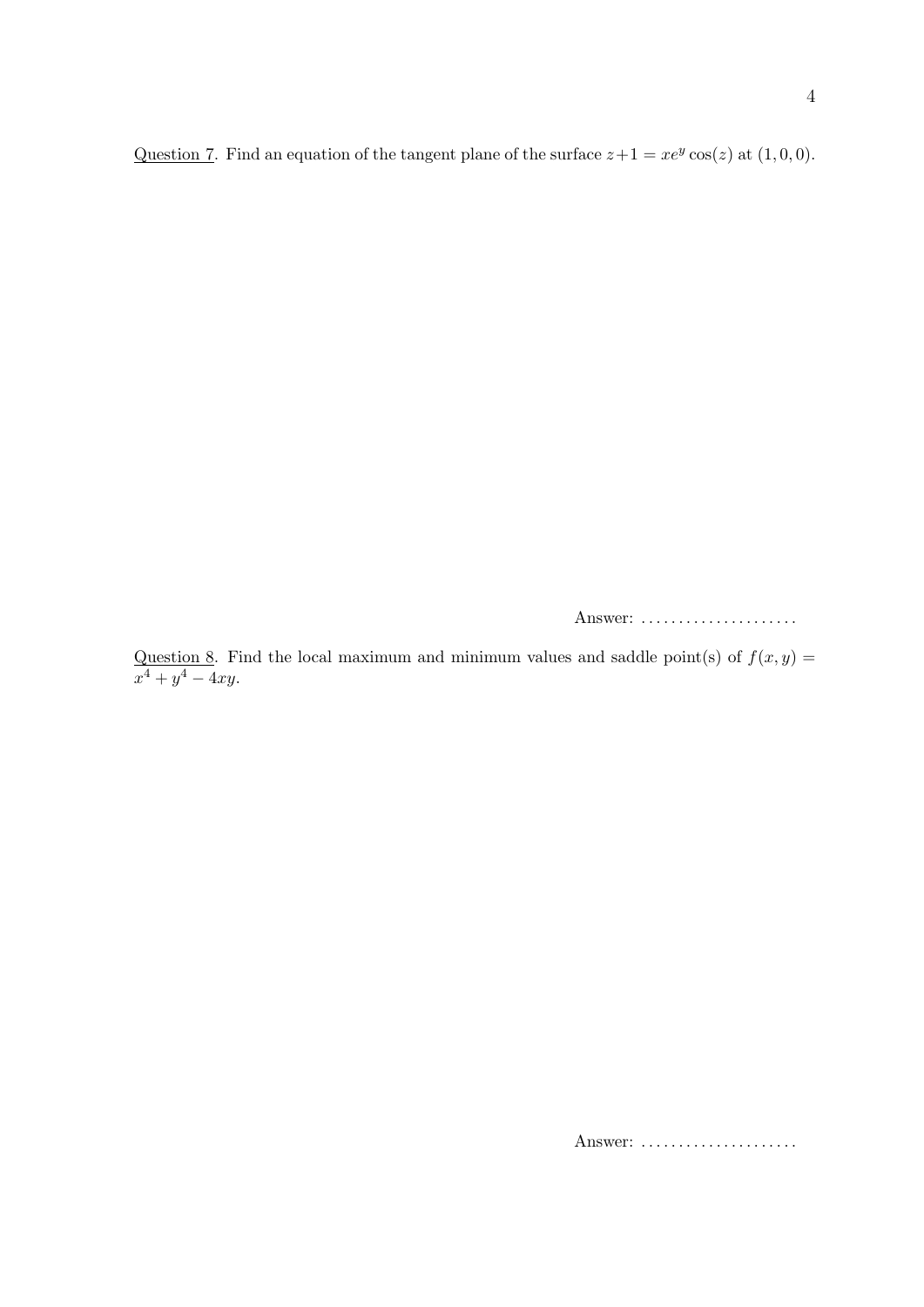Question 7. Find an equation of the tangent plane of the surface $z+1 = xe^y \cos(z)$ at $(1, 0, 0)$.

Answer: ....................

Question 8. Find the local maximum and minimum values and saddle point(s) of $f(x, y) = x^4 + y^4 - 4xy$.

Answer: ....................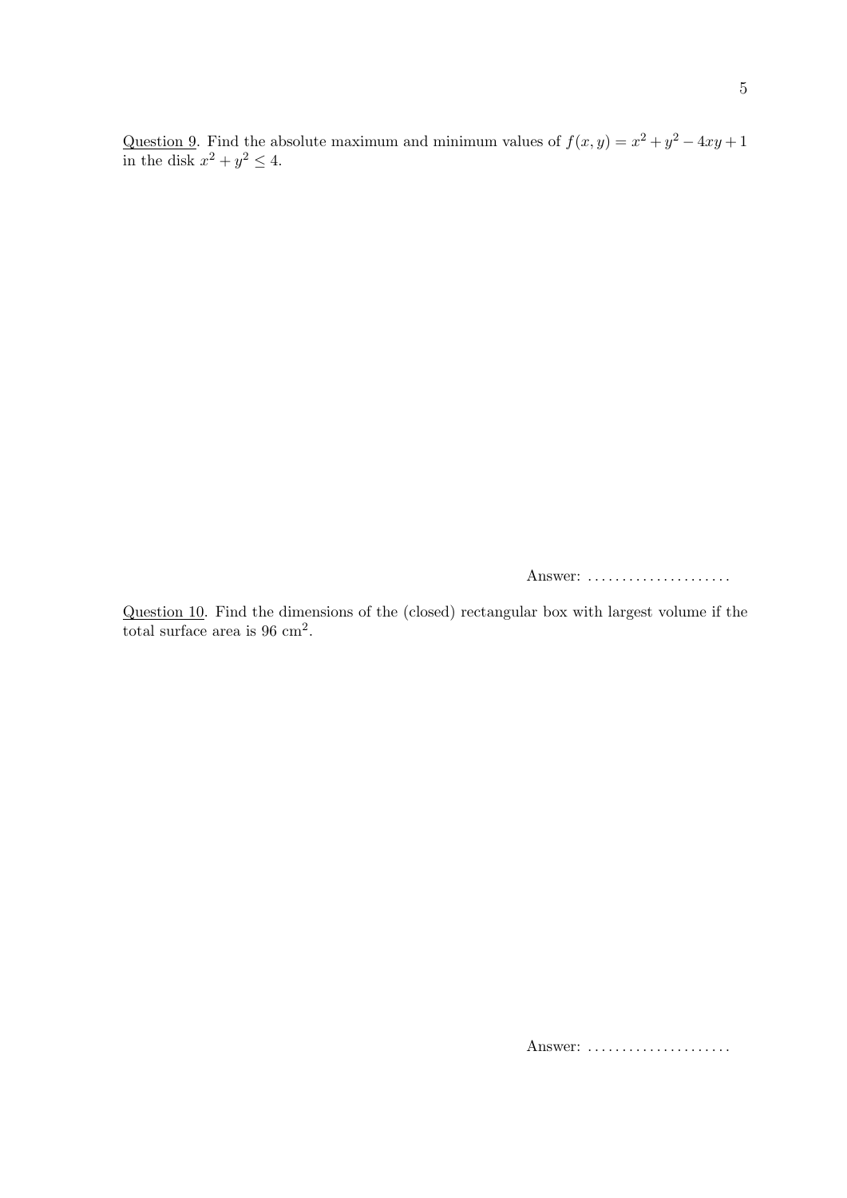Question 9. Find the absolute maximum and minimum values of $f(x, y) = x^2 + y^2 - 4xy + 1$ in the disk $x^2 + y^2 \leq 4$.

Answer: .....................

Question 10. Find the dimensions of the (closed) rectangular box with largest volume if the total surface area is 96 $\text{cm}^2$.

Answer: .....................